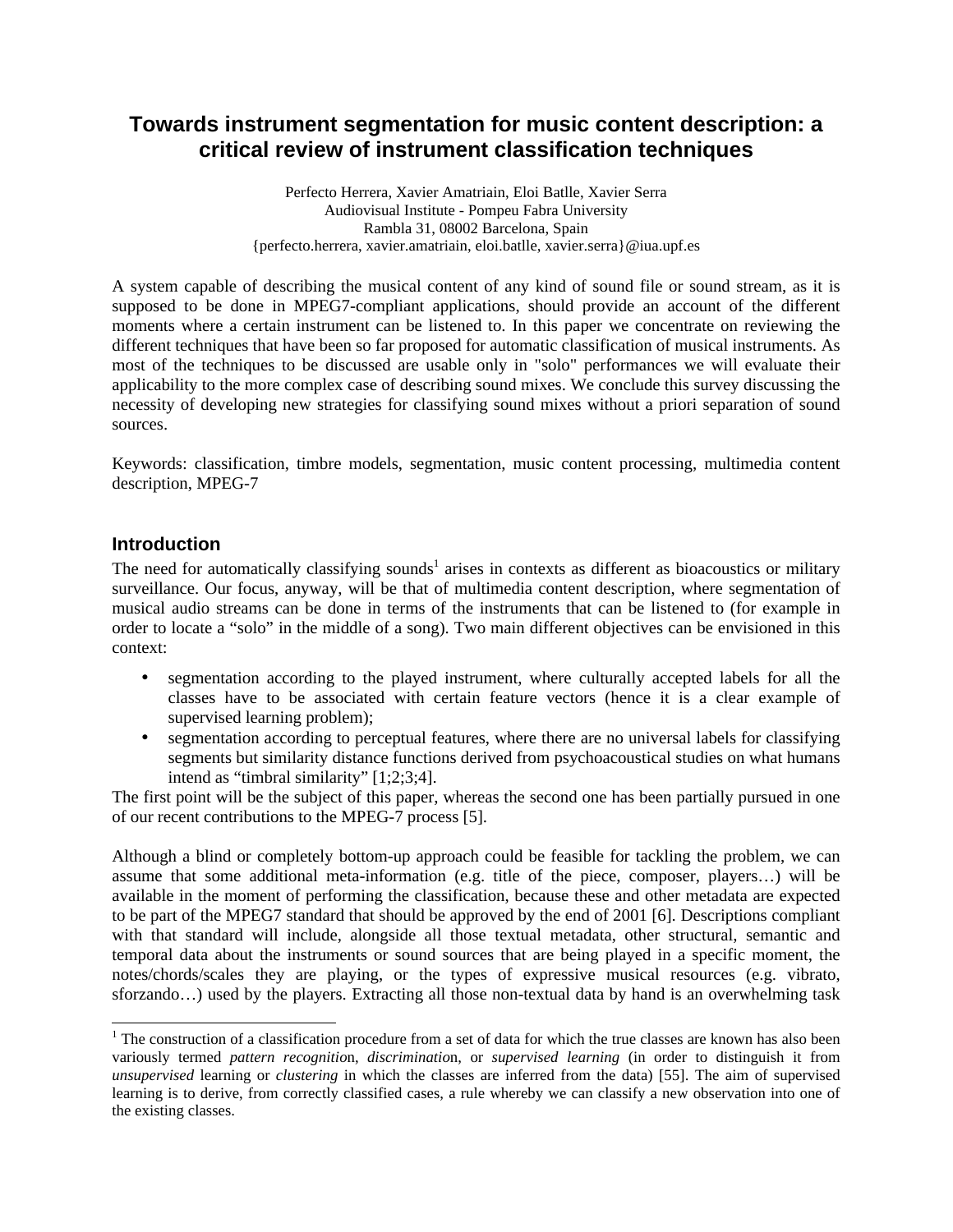# Towards instrument segmentation for music content description: a critical review of instrument classification techniques

Perfecto Herrera, Xavier Amatriain, Eloi Batlle, Xavier Serra
Audiovisual Institute - Pompeu Fabra University
Rambla 31, 08002 Barcelona, Spain
{perfecto.herrera, xavier.amatriain, eloi.batlle, xavier.serra}@iua.upf.es

A system capable of describing the musical content of any kind of sound file or sound stream, as it is supposed to be done in MPEG7-compliant applications, should provide an account of the different moments where a certain instrument can be listened to. In this paper we concentrate on reviewing the different techniques that have been so far proposed for automatic classification of musical instruments. As most of the techniques to be discussed are usable only in "solo" performances we will evaluate their applicability to the more complex case of describing sound mixes. We conclude this survey discussing the necessity of developing new strategies for classifying sound mixes without a priori separation of sound sources.

Keywords: classification, timbre models, segmentation, music content processing, multimedia content description, MPEG-7

## Introduction

The need for automatically classifying sounds[1] arises in contexts as different as bioacoustics or military surveillance. Our focus, anyway, will be that of multimedia content description, where segmentation of musical audio streams can be done in terms of the instruments that can be listened to (for example in order to locate a "solo" in the middle of a song). Two main different objectives can be envisioned in this context:

- segmentation according to the played instrument, where culturally accepted labels for all the classes have to be associated with certain feature vectors (hence it is a clear example of supervised learning problem);
- segmentation according to perceptual features, where there are no universal labels for classifying segments but similarity distance functions derived from psychoacoustical studies on what humans intend as "timbral similarity" [1;2;3;4].

The first point will be the subject of this paper, whereas the second one has been partially pursued in one of our recent contributions to the MPEG-7 process [5].

Although a blind or completely bottom-up approach could be feasible for tackling the problem, we can assume that some additional meta-information (e.g. title of the piece, composer, players…) will be available in the moment of performing the classification, because these and other metadata are expected to be part of the MPEG7 standard that should be approved by the end of 2001 [6]. Descriptions compliant with that standard will include, alongside all those textual metadata, other structural, semantic and temporal data about the instruments or sound sources that are being played in a specific moment, the notes/chords/scales they are playing, or the types of expressive musical resources (e.g. vibrato, sforzando…) used by the players. Extracting all those non-textual data by hand is an overwhelming task

[1] The construction of a classification procedure from a set of data for which the true classes are known has also been variously termed *pattern recognition*, *discrimination*, or *supervised learning* (in order to distinguish it from *unsupervised* learning or *clustering* in which the classes are inferred from the data) [55]. The aim of supervised learning is to derive, from correctly classified cases, a rule whereby we can classify a new observation into one of the existing classes.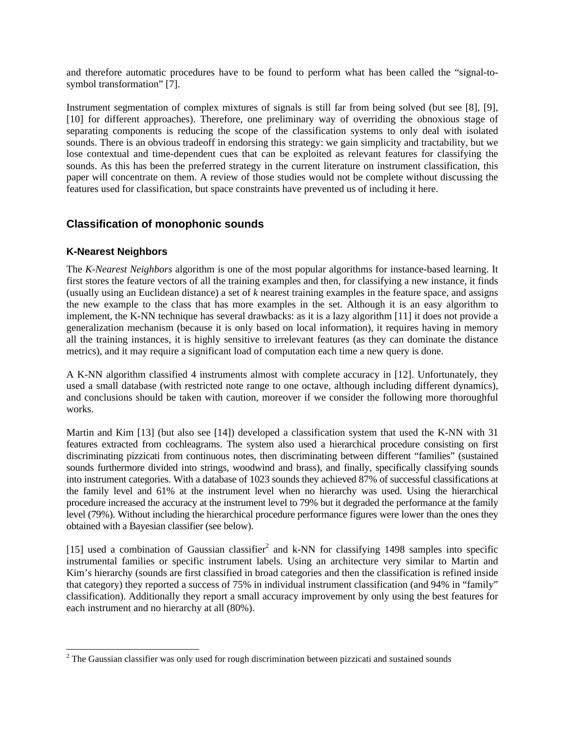and therefore automatic procedures have to be found to perform what has been called the "signal-to-symbol transformation" [7].

Instrument segmentation of complex mixtures of signals is still far from being solved (but see [8], [9], [10] for different approaches). Therefore, one preliminary way of overriding the obnoxious stage of separating components is reducing the scope of the classification systems to only deal with isolated sounds. There is an obvious tradeoff in endorsing this strategy: we gain simplicity and tractability, but we lose contextual and time-dependent cues that can be exploited as relevant features for classifying the sounds. As this has been the preferred strategy in the current literature on instrument classification, this paper will concentrate on them. A review of those studies would not be complete without discussing the features used for classification, but space constraints have prevented us of including it here.

## Classification of monophonic sounds

### K-Nearest Neighbors

The *K-Nearest Neighbors* algorithm is one of the most popular algorithms for instance-based learning. It first stores the feature vectors of all the training examples and then, for classifying a new instance, it finds (usually using an Euclidean distance) a set of *k* nearest training examples in the feature space, and assigns the new example to the class that has more examples in the set. Although it is an easy algorithm to implement, the K-NN technique has several drawbacks: as it is a lazy algorithm [11] it does not provide a generalization mechanism (because it is only based on local information), it requires having in memory all the training instances, it is highly sensitive to irrelevant features (as they can dominate the distance metrics), and it may require a significant load of computation each time a new query is done.

A K-NN algorithm classified 4 instruments almost with complete accuracy in [12]. Unfortunately, they used a small database (with restricted note range to one octave, although including different dynamics), and conclusions should be taken with caution, moreover if we consider the following more thoroughful works.

Martin and Kim [13] (but also see [14]) developed a classification system that used the K-NN with 31 features extracted from cochleagrams. The system also used a hierarchical procedure consisting on first discriminating pizzicati from continuous notes, then discriminating between different "families" (sustained sounds furthermore divided into strings, woodwind and brass), and finally, specifically classifying sounds into instrument categories. With a database of 1023 sounds they achieved 87% of successful classifications at the family level and 61% at the instrument level when no hierarchy was used. Using the hierarchical procedure increased the accuracy at the instrument level to 79% but it degraded the performance at the family level (79%). Without including the hierarchical procedure performance figures were lower than the ones they obtained with a Bayesian classifier (see below).

[15] used a combination of Gaussian classifier[2] and k-NN for classifying 1498 samples into specific instrumental families or specific instrument labels. Using an architecture very similar to Martin and Kim's hierarchy (sounds are first classified in broad categories and then the classification is refined inside that category) they reported a success of 75% in individual instrument classification (and 94% in "family" classification). Additionally they report a small accuracy improvement by only using the best features for each instrument and no hierarchy at all (80%).

[2] The Gaussian classifier was only used for rough discrimination between pizzicati and sustained sounds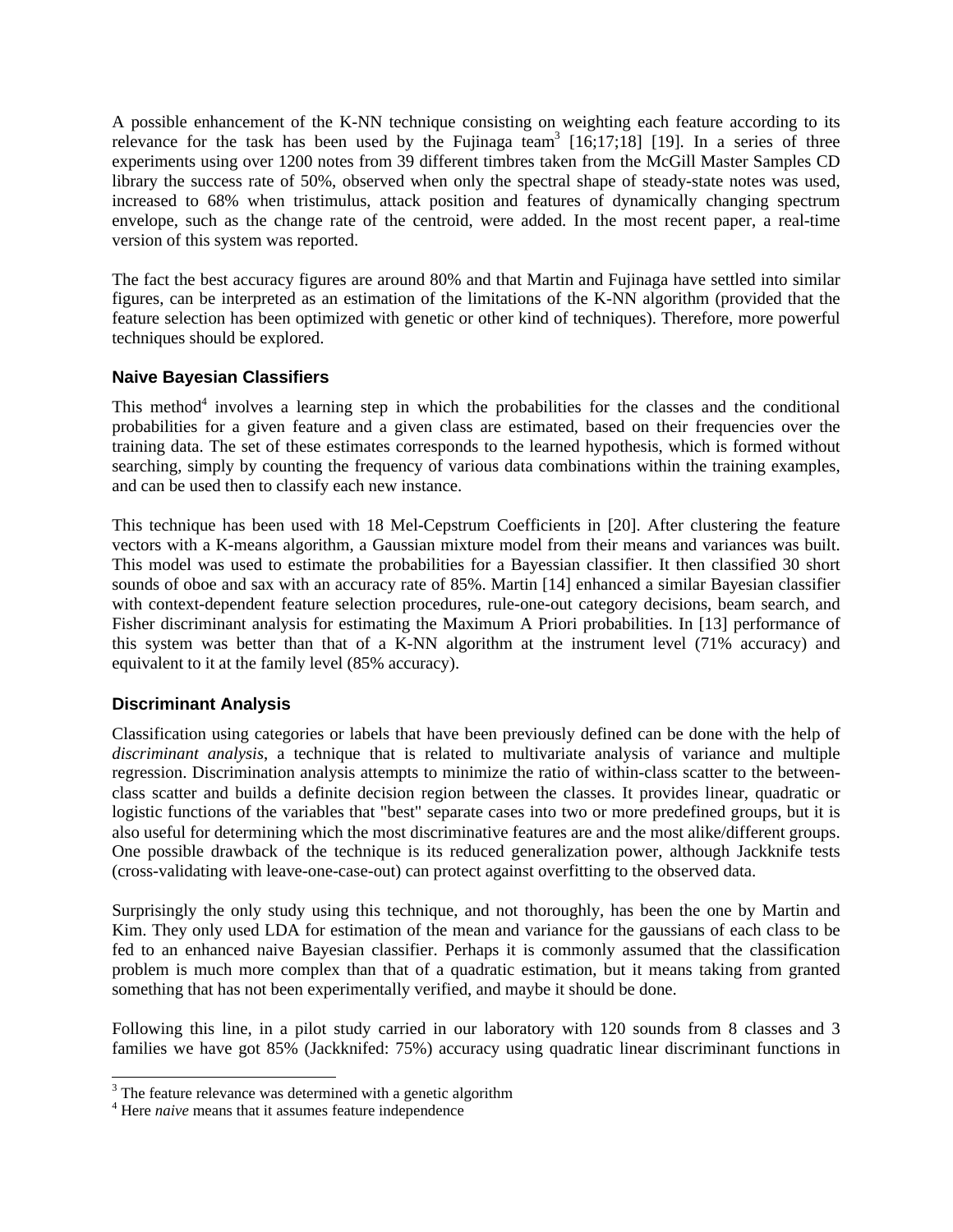A possible enhancement of the K-NN technique consisting on weighting each feature according to its relevance for the task has been used by the Fujinaga team[3] [16;17;18] [19]. In a series of three experiments using over 1200 notes from 39 different timbres taken from the McGill Master Samples CD library the success rate of 50%, observed when only the spectral shape of steady-state notes was used, increased to 68% when tristimulus, attack position and features of dynamically changing spectrum envelope, such as the change rate of the centroid, were added. In the most recent paper, a real-time version of this system was reported.

The fact the best accuracy figures are around 80% and that Martin and Fujinaga have settled into similar figures, can be interpreted as an estimation of the limitations of the K-NN algorithm (provided that the feature selection has been optimized with genetic or other kind of techniques). Therefore, more powerful techniques should be explored.

### Naive Bayesian Classifiers

This method[4] involves a learning step in which the probabilities for the classes and the conditional probabilities for a given feature and a given class are estimated, based on their frequencies over the training data. The set of these estimates corresponds to the learned hypothesis, which is formed without searching, simply by counting the frequency of various data combinations within the training examples, and can be used then to classify each new instance.

This technique has been used with 18 Mel-Cepstrum Coefficients in [20]. After clustering the feature vectors with a K-means algorithm, a Gaussian mixture model from their means and variances was built. This model was used to estimate the probabilities for a Bayessian classifier. It then classified 30 short sounds of oboe and sax with an accuracy rate of 85%. Martin [14] enhanced a similar Bayesian classifier with context-dependent feature selection procedures, rule-one-out category decisions, beam search, and Fisher discriminant analysis for estimating the Maximum A Priori probabilities. In [13] performance of this system was better than that of a K-NN algorithm at the instrument level (71% accuracy) and equivalent to it at the family level (85% accuracy).

### Discriminant Analysis

Classification using categories or labels that have been previously defined can be done with the help of *discriminant analysis*, a technique that is related to multivariate analysis of variance and multiple regression. Discrimination analysis attempts to minimize the ratio of within-class scatter to the between-class scatter and builds a definite decision region between the classes. It provides linear, quadratic or logistic functions of the variables that "best" separate cases into two or more predefined groups, but it is also useful for determining which the most discriminative features are and the most alike/different groups. One possible drawback of the technique is its reduced generalization power, although Jackknife tests (cross-validating with leave-one-case-out) can protect against overfitting to the observed data.

Surprisingly the only study using this technique, and not thoroughly, has been the one by Martin and Kim. They only used LDA for estimation of the mean and variance for the gaussians of each class to be fed to an enhanced naive Bayesian classifier. Perhaps it is commonly assumed that the classification problem is much more complex than that of a quadratic estimation, but it means taking from granted something that has not been experimentally verified, and maybe it should be done.

Following this line, in a pilot study carried in our laboratory with 120 sounds from 8 classes and 3 families we have got 85% (Jackknifed: 75%) accuracy using quadratic linear discriminant functions in

---

[3] The feature relevance was determined with a genetic algorithm

[4] Here *naive* means that it assumes feature independence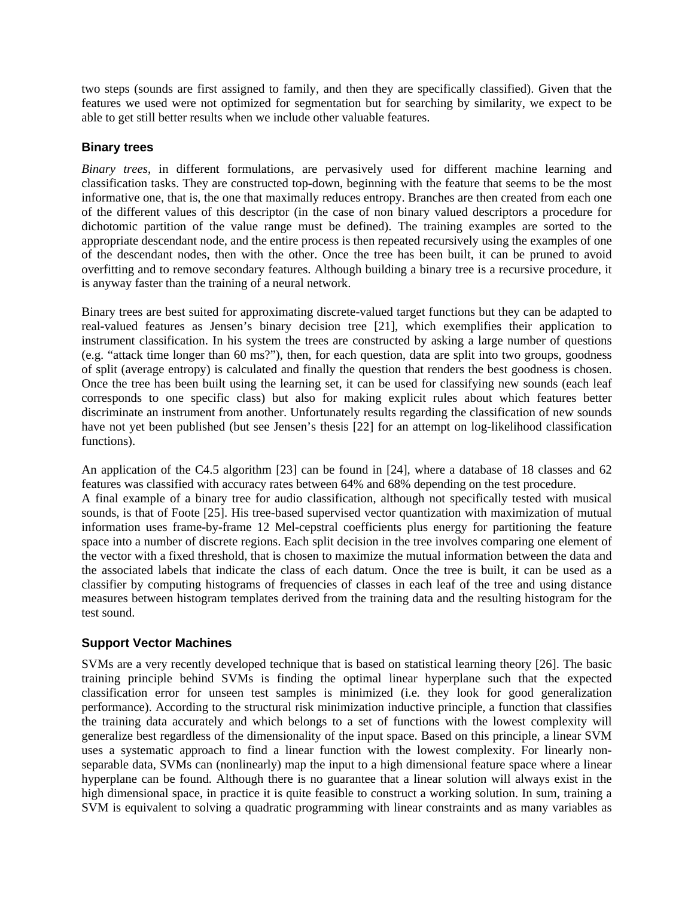two steps (sounds are first assigned to family, and then they are specifically classified). Given that the features we used were not optimized for segmentation but for searching by similarity, we expect to be able to get still better results when we include other valuable features.

### Binary trees

*Binary trees*, in different formulations, are pervasively used for different machine learning and classification tasks. They are constructed top-down, beginning with the feature that seems to be the most informative one, that is, the one that maximally reduces entropy. Branches are then created from each one of the different values of this descriptor (in the case of non binary valued descriptors a procedure for dichotomic partition of the value range must be defined). The training examples are sorted to the appropriate descendant node, and the entire process is then repeated recursively using the examples of one of the descendant nodes, then with the other. Once the tree has been built, it can be pruned to avoid overfitting and to remove secondary features. Although building a binary tree is a recursive procedure, it is anyway faster than the training of a neural network.

Binary trees are best suited for approximating discrete-valued target functions but they can be adapted to real-valued features as Jensen's binary decision tree [21], which exemplifies their application to instrument classification. In his system the trees are constructed by asking a large number of questions (e.g. "attack time longer than 60 ms?"), then, for each question, data are split into two groups, goodness of split (average entropy) is calculated and finally the question that renders the best goodness is chosen. Once the tree has been built using the learning set, it can be used for classifying new sounds (each leaf corresponds to one specific class) but also for making explicit rules about which features better discriminate an instrument from another. Unfortunately results regarding the classification of new sounds have not yet been published (but see Jensen's thesis [22] for an attempt on log-likelihood classification functions).

An application of the C4.5 algorithm [23] can be found in [24], where a database of 18 classes and 62 features was classified with accuracy rates between 64% and 68% depending on the test procedure.
A final example of a binary tree for audio classification, although not specifically tested with musical sounds, is that of Foote [25]. His tree-based supervised vector quantization with maximization of mutual information uses frame-by-frame 12 Mel-cepstral coefficients plus energy for partitioning the feature space into a number of discrete regions. Each split decision in the tree involves comparing one element of the vector with a fixed threshold, that is chosen to maximize the mutual information between the data and the associated labels that indicate the class of each datum. Once the tree is built, it can be used as a classifier by computing histograms of frequencies of classes in each leaf of the tree and using distance measures between histogram templates derived from the training data and the resulting histogram for the test sound.

### Support Vector Machines

SVMs are a very recently developed technique that is based on statistical learning theory [26]. The basic training principle behind SVMs is finding the optimal linear hyperplane such that the expected classification error for unseen test samples is minimized (i.e. they look for good generalization performance). According to the structural risk minimization inductive principle, a function that classifies the training data accurately and which belongs to a set of functions with the lowest complexity will generalize best regardless of the dimensionality of the input space. Based on this principle, a linear SVM uses a systematic approach to find a linear function with the lowest complexity. For linearly non-separable data, SVMs can (nonlinearly) map the input to a high dimensional feature space where a linear hyperplane can be found. Although there is no guarantee that a linear solution will always exist in the high dimensional space, in practice it is quite feasible to construct a working solution. In sum, training a SVM is equivalent to solving a quadratic programming with linear constraints and as many variables as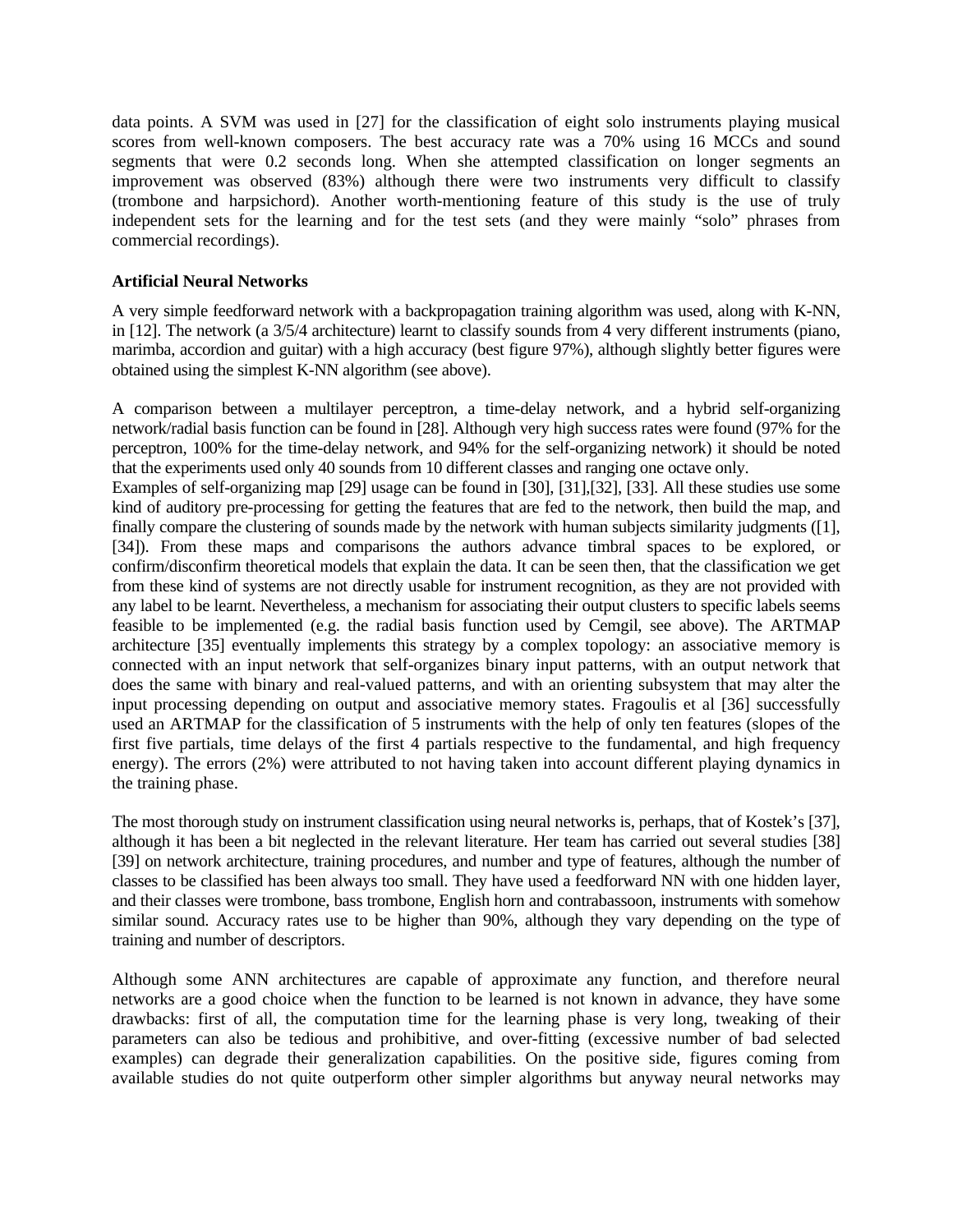data points. A SVM was used in [27] for the classification of eight solo instruments playing musical scores from well-known composers. The best accuracy rate was a 70% using 16 MCCs and sound segments that were 0.2 seconds long. When she attempted classification on longer segments an improvement was observed (83%) although there were two instruments very difficult to classify (trombone and harpsichord). Another worth-mentioning feature of this study is the use of truly independent sets for the learning and for the test sets (and they were mainly "solo" phrases from commercial recordings).

**Artificial Neural Networks**

A very simple feedforward network with a backpropagation training algorithm was used, along with K-NN, in [12]. The network (a 3/5/4 architecture) learnt to classify sounds from 4 very different instruments (piano, marimba, accordion and guitar) with a high accuracy (best figure 97%), although slightly better figures were obtained using the simplest K-NN algorithm (see above).

A comparison between a multilayer perceptron, a time-delay network, and a hybrid self-organizing network/radial basis function can be found in [28]. Although very high success rates were found (97% for the perceptron, 100% for the time-delay network, and 94% for the self-organizing network) it should be noted that the experiments used only 40 sounds from 10 different classes and ranging one octave only.
Examples of self-organizing map [29] usage can be found in [30], [31],[32], [33]. All these studies use some kind of auditory pre-processing for getting the features that are fed to the network, then build the map, and finally compare the clustering of sounds made by the network with human subjects similarity judgments ([1], [34]). From these maps and comparisons the authors advance timbral spaces to be explored, or confirm/disconfirm theoretical models that explain the data. It can be seen then, that the classification we get from these kind of systems are not directly usable for instrument recognition, as they are not provided with any label to be learnt. Nevertheless, a mechanism for associating their output clusters to specific labels seems feasible to be implemented (e.g. the radial basis function used by Cemgil, see above). The ARTMAP architecture [35] eventually implements this strategy by a complex topology: an associative memory is connected with an input network that self-organizes binary input patterns, with an output network that does the same with binary and real-valued patterns, and with an orienting subsystem that may alter the input processing depending on output and associative memory states. Fragoulis et al [36] successfully used an ARTMAP for the classification of 5 instruments with the help of only ten features (slopes of the first five partials, time delays of the first 4 partials respective to the fundamental, and high frequency energy). The errors (2%) were attributed to not having taken into account different playing dynamics in the training phase.

The most thorough study on instrument classification using neural networks is, perhaps, that of Kostek's [37], although it has been a bit neglected in the relevant literature. Her team has carried out several studies [38] [39] on network architecture, training procedures, and number and type of features, although the number of classes to be classified has been always too small. They have used a feedforward NN with one hidden layer, and their classes were trombone, bass trombone, English horn and contrabassoon, instruments with somehow similar sound. Accuracy rates use to be higher than 90%, although they vary depending on the type of training and number of descriptors.

Although some ANN architectures are capable of approximate any function, and therefore neural networks are a good choice when the function to be learned is not known in advance, they have some drawbacks: first of all, the computation time for the learning phase is very long, tweaking of their parameters can also be tedious and prohibitive, and over-fitting (excessive number of bad selected examples) can degrade their generalization capabilities. On the positive side, figures coming from available studies do not quite outperform other simpler algorithms but anyway neural networks may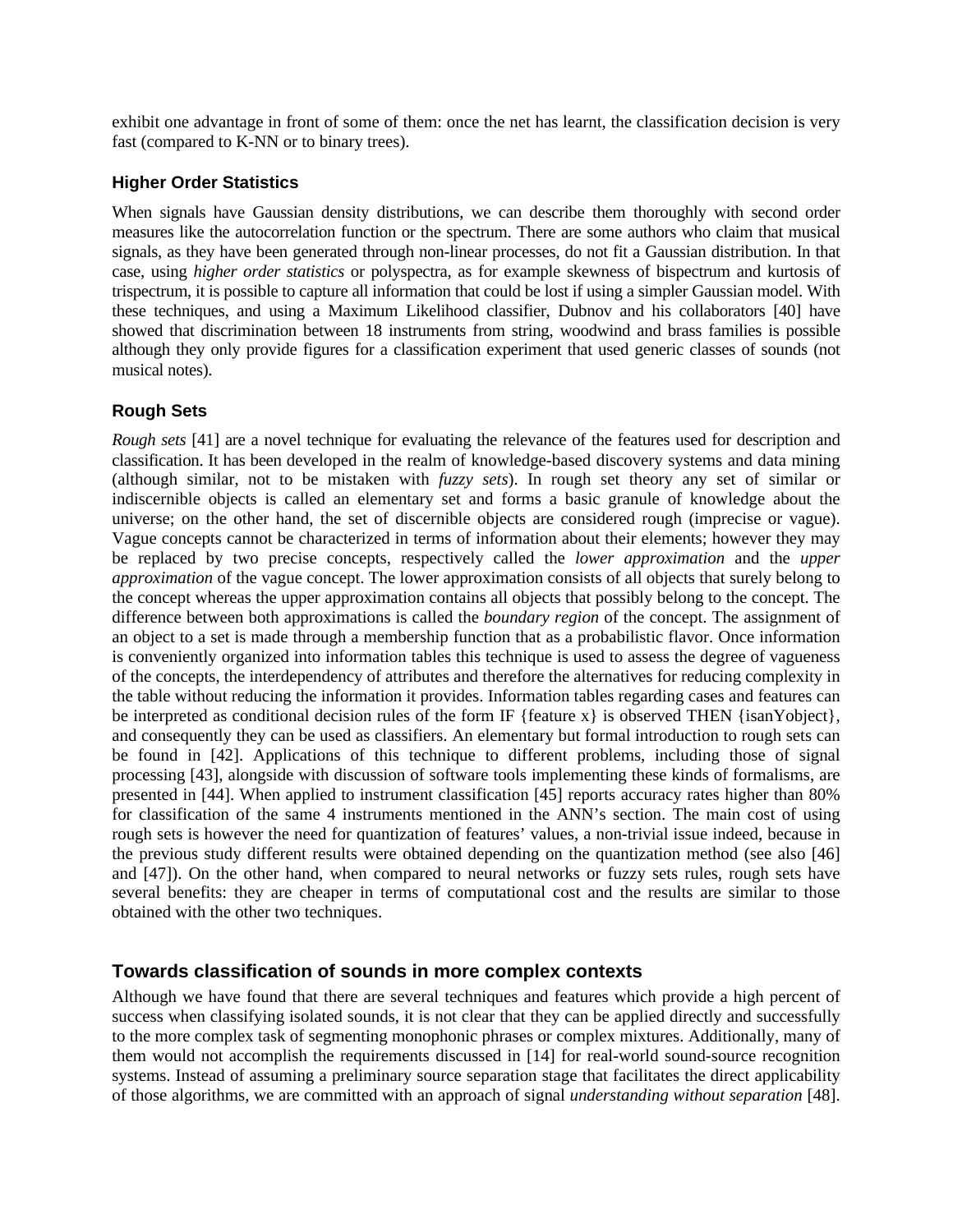exhibit one advantage in front of some of them: once the net has learnt, the classification decision is very fast (compared to K-NN or to binary trees).

### Higher Order Statistics

When signals have Gaussian density distributions, we can describe them thoroughly with second order measures like the autocorrelation function or the spectrum. There are some authors who claim that musical signals, as they have been generated through non-linear processes, do not fit a Gaussian distribution. In that case, using *higher order statistics* or polyspectra, as for example skewness of bispectrum and kurtosis of trispectrum, it is possible to capture all information that could be lost if using a simpler Gaussian model. With these techniques, and using a Maximum Likelihood classifier, Dubnov and his collaborators [40] have showed that discrimination between 18 instruments from string, woodwind and brass families is possible although they only provide figures for a classification experiment that used generic classes of sounds (not musical notes).

### Rough Sets

*Rough sets* [41] are a novel technique for evaluating the relevance of the features used for description and classification. It has been developed in the realm of knowledge-based discovery systems and data mining (although similar, not to be mistaken with *fuzzy sets*). In rough set theory any set of similar or indiscernible objects is called an elementary set and forms a basic granule of knowledge about the universe; on the other hand, the set of discernible objects are considered rough (imprecise or vague). Vague concepts cannot be characterized in terms of information about their elements; however they may be replaced by two precise concepts, respectively called the *lower approximation* and the *upper approximation* of the vague concept. The lower approximation consists of all objects that surely belong to the concept whereas the upper approximation contains all objects that possibly belong to the concept. The difference between both approximations is called the *boundary region* of the concept. The assignment of an object to a set is made through a membership function that as a probabilistic flavor. Once information is conveniently organized into information tables this technique is used to assess the degree of vagueness of the concepts, the interdependency of attributes and therefore the alternatives for reducing complexity in the table without reducing the information it provides. Information tables regarding cases and features can be interpreted as conditional decision rules of the form IF {feature x} is observed THEN {isanYobject}, and consequently they can be used as classifiers. An elementary but formal introduction to rough sets can be found in [42]. Applications of this technique to different problems, including those of signal processing [43], alongside with discussion of software tools implementing these kinds of formalisms, are presented in [44]. When applied to instrument classification [45] reports accuracy rates higher than 80% for classification of the same 4 instruments mentioned in the ANN's section. The main cost of using rough sets is however the need for quantization of features' values, a non-trivial issue indeed, because in the previous study different results were obtained depending on the quantization method (see also [46] and [47]). On the other hand, when compared to neural networks or fuzzy sets rules, rough sets have several benefits: they are cheaper in terms of computational cost and the results are similar to those obtained with the other two techniques.

## Towards classification of sounds in more complex contexts

Although we have found that there are several techniques and features which provide a high percent of success when classifying isolated sounds, it is not clear that they can be applied directly and successfully to the more complex task of segmenting monophonic phrases or complex mixtures. Additionally, many of them would not accomplish the requirements discussed in [14] for real-world sound-source recognition systems. Instead of assuming a preliminary source separation stage that facilitates the direct applicability of those algorithms, we are committed with an approach of signal *understanding without separation* [48].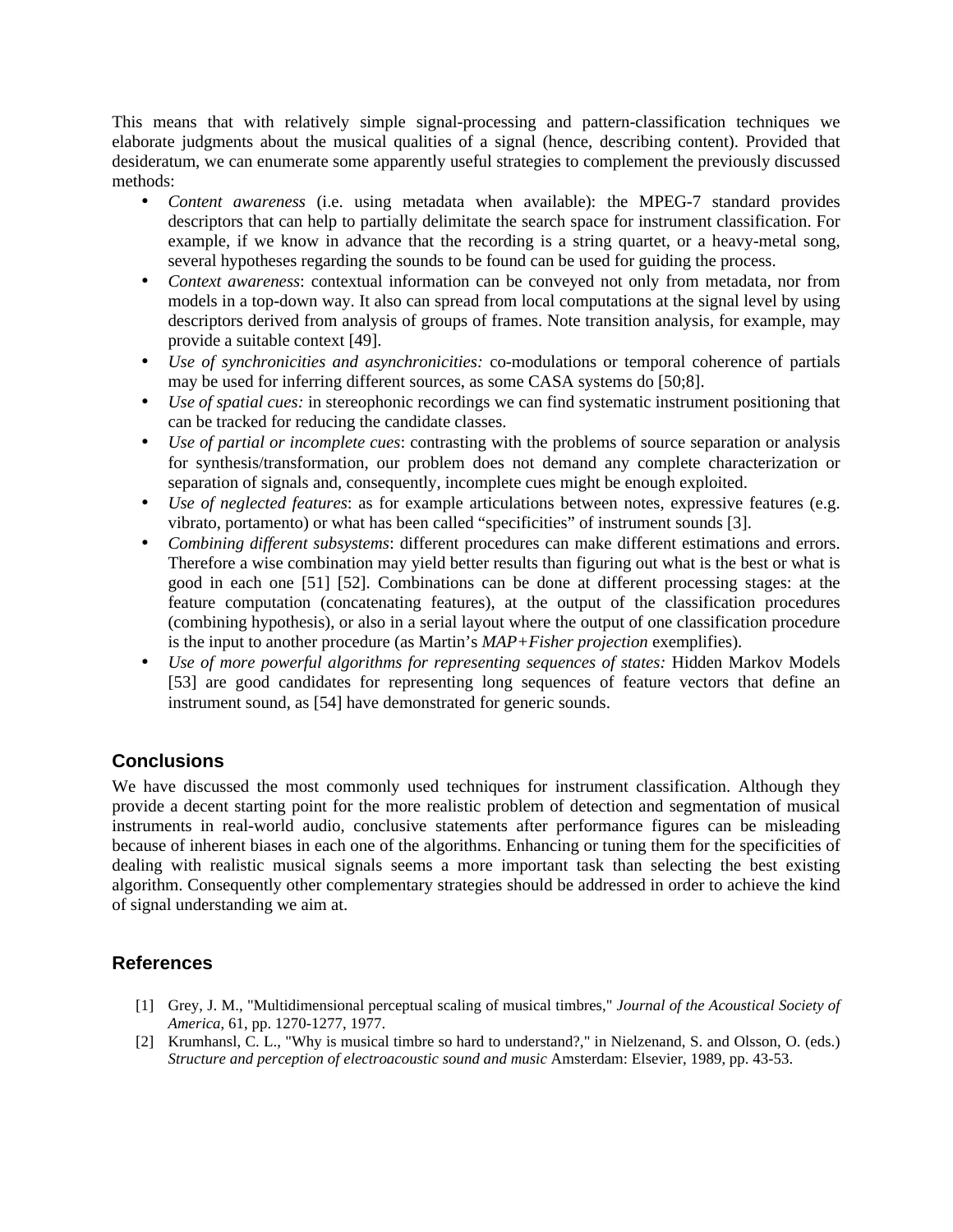This means that with relatively simple signal-processing and pattern-classification techniques we elaborate judgments about the musical qualities of a signal (hence, describing content). Provided that desideratum, we can enumerate some apparently useful strategies to complement the previously discussed methods:

- *Content awareness* (i.e. using metadata when available): the MPEG-7 standard provides descriptors that can help to partially delimitate the search space for instrument classification. For example, if we know in advance that the recording is a string quartet, or a heavy-metal song, several hypotheses regarding the sounds to be found can be used for guiding the process.
- *Context awareness*: contextual information can be conveyed not only from metadata, nor from models in a top-down way. It also can spread from local computations at the signal level by using descriptors derived from analysis of groups of frames. Note transition analysis, for example, may provide a suitable context [49].
- *Use of synchronicities and asynchronicities:* co-modulations or temporal coherence of partials may be used for inferring different sources, as some CASA systems do [50;8].
- *Use of spatial cues:* in stereophonic recordings we can find systematic instrument positioning that can be tracked for reducing the candidate classes.
- *Use of partial or incomplete cues*: contrasting with the problems of source separation or analysis for synthesis/transformation, our problem does not demand any complete characterization or separation of signals and, consequently, incomplete cues might be enough exploited.
- *Use of neglected features*: as for example articulations between notes, expressive features (e.g. vibrato, portamento) or what has been called “specificities” of instrument sounds [3].
- *Combining different subsystems*: different procedures can make different estimations and errors. Therefore a wise combination may yield better results than figuring out what is the best or what is good in each one [51] [52]. Combinations can be done at different processing stages: at the feature computation (concatenating features), at the output of the classification procedures (combining hypothesis), or also in a serial layout where the output of one classification procedure is the input to another procedure (as Martin’s *MAP+Fisher projection* exemplifies).
- *Use of more powerful algorithms for representing sequences of states:* Hidden Markov Models [53] are good candidates for representing long sequences of feature vectors that define an instrument sound, as [54] have demonstrated for generic sounds.

## Conclusions

We have discussed the most commonly used techniques for instrument classification. Although they provide a decent starting point for the more realistic problem of detection and segmentation of musical instruments in real-world audio, conclusive statements after performance figures can be misleading because of inherent biases in each one of the algorithms. Enhancing or tuning them for the specificities of dealing with realistic musical signals seems a more important task than selecting the best existing algorithm. Consequently other complementary strategies should be addressed in order to achieve the kind of signal understanding we aim at.

## References

[1] Grey, J. M., "Multidimensional perceptual scaling of musical timbres," *Journal of the Acoustical Society of America*, 61, pp. 1270-1277, 1977.

[2] Krumhansl, C. L., "Why is musical timbre so hard to understand?," in Nielzenand, S. and Olsson, O. (eds.) *Structure and perception of electroacoustic sound and music* Amsterdam: Elsevier, 1989, pp. 43-53.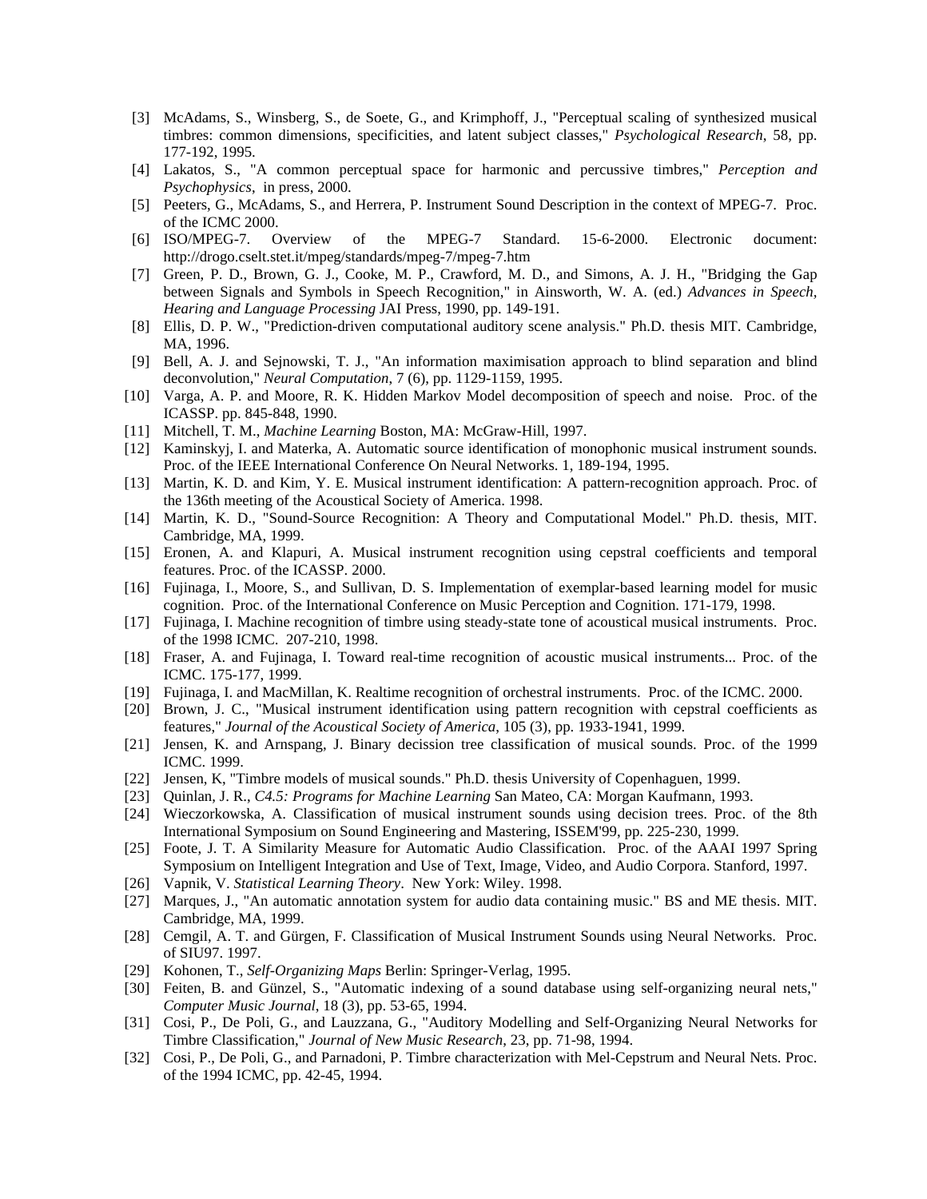[3] McAdams, S., Winsberg, S., de Soete, G., and Krimphoff, J., "Perceptual scaling of synthesized musical timbres: common dimensions, specificities, and latent subject classes," *Psychological Research*, 58, pp. 177-192, 1995.

[4] Lakatos, S., "A common perceptual space for harmonic and percussive timbres," *Perception and Psychophysics*, in press, 2000.

[5] Peeters, G., McAdams, S., and Herrera, P. Instrument Sound Description in the context of MPEG-7. Proc. of the ICMC 2000.

[6] ISO/MPEG-7. Overview of the MPEG-7 Standard. 15-6-2000. Electronic document: http://drogo.cselt.stet.it/mpeg/standards/mpeg-7/mpeg-7.htm

[7] Green, P. D., Brown, G. J., Cooke, M. P., Crawford, M. D., and Simons, A. J. H., "Bridging the Gap between Signals and Symbols in Speech Recognition," in Ainsworth, W. A. (ed.) *Advances in Speech, Hearing and Language Processing* JAI Press, 1990, pp. 149-191.

[8] Ellis, D. P. W., "Prediction-driven computational auditory scene analysis." Ph.D. thesis MIT. Cambridge, MA, 1996.

[9] Bell, A. J. and Sejnowski, T. J., "An information maximisation approach to blind separation and blind deconvolution," *Neural Computation*, 7 (6), pp. 1129-1159, 1995.

[10] Varga, A. P. and Moore, R. K. Hidden Markov Model decomposition of speech and noise. Proc. of the ICASSP. pp. 845-848, 1990.

[11] Mitchell, T. M., *Machine Learning* Boston, MA: McGraw-Hill, 1997.

[12] Kaminskyj, I. and Materka, A. Automatic source identification of monophonic musical instrument sounds. Proc. of the IEEE International Conference On Neural Networks. 1, 189-194, 1995.

[13] Martin, K. D. and Kim, Y. E. Musical instrument identification: A pattern-recognition approach. Proc. of the 136th meeting of the Acoustical Society of America. 1998.

[14] Martin, K. D., "Sound-Source Recognition: A Theory and Computational Model." Ph.D. thesis, MIT. Cambridge, MA, 1999.

[15] Eronen, A. and Klapuri, A. Musical instrument recognition using cepstral coefficients and temporal features. Proc. of the ICASSP. 2000.

[16] Fujinaga, I., Moore, S., and Sullivan, D. S. Implementation of exemplar-based learning model for music cognition. Proc. of the International Conference on Music Perception and Cognition. 171-179, 1998.

[17] Fujinaga, I. Machine recognition of timbre using steady-state tone of acoustical musical instruments. Proc. of the 1998 ICMC. 207-210, 1998.

[18] Fraser, A. and Fujinaga, I. Toward real-time recognition of acoustic musical instruments... Proc. of the ICMC. 175-177, 1999.

[19] Fujinaga, I. and MacMillan, K. Realtime recognition of orchestral instruments. Proc. of the ICMC. 2000.

[20] Brown, J. C., "Musical instrument identification using pattern recognition with cepstral coefficients as features," *Journal of the Acoustical Society of America*, 105 (3), pp. 1933-1941, 1999.

[21] Jensen, K. and Arnspang, J. Binary decission tree classification of musical sounds. Proc. of the 1999 ICMC. 1999.

[22] Jensen, K, "Timbre models of musical sounds." Ph.D. thesis University of Copenhaguen, 1999.

[23] Quinlan, J. R., *C4.5: Programs for Machine Learning* San Mateo, CA: Morgan Kaufmann, 1993.

[24] Wieczorkowska, A. Classification of musical instrument sounds using decision trees. Proc. of the 8th International Symposium on Sound Engineering and Mastering, ISSEM'99, pp. 225-230, 1999.

[25] Foote, J. T. A Similarity Measure for Automatic Audio Classification. Proc. of the AAAI 1997 Spring Symposium on Intelligent Integration and Use of Text, Image, Video, and Audio Corpora. Stanford, 1997.

[26] Vapnik, V. *Statistical Learning Theory*. New York: Wiley. 1998.

[27] Marques, J., "An automatic annotation system for audio data containing music." BS and ME thesis. MIT. Cambridge, MA, 1999.

[28] Cemgil, A. T. and Gürgen, F. Classification of Musical Instrument Sounds using Neural Networks. Proc. of SIU97. 1997.

[29] Kohonen, T., *Self-Organizing Maps* Berlin: Springer-Verlag, 1995.

[30] Feiten, B. and Günzel, S., "Automatic indexing of a sound database using self-organizing neural nets," *Computer Music Journal*, 18 (3), pp. 53-65, 1994.

[31] Cosi, P., De Poli, G., and Lauzzana, G., "Auditory Modelling and Self-Organizing Neural Networks for Timbre Classification," *Journal of New Music Research*, 23, pp. 71-98, 1994.

[32] Cosi, P., De Poli, G., and Parnadoni, P. Timbre characterization with Mel-Cepstrum and Neural Nets. Proc. of the 1994 ICMC, pp. 42-45, 1994.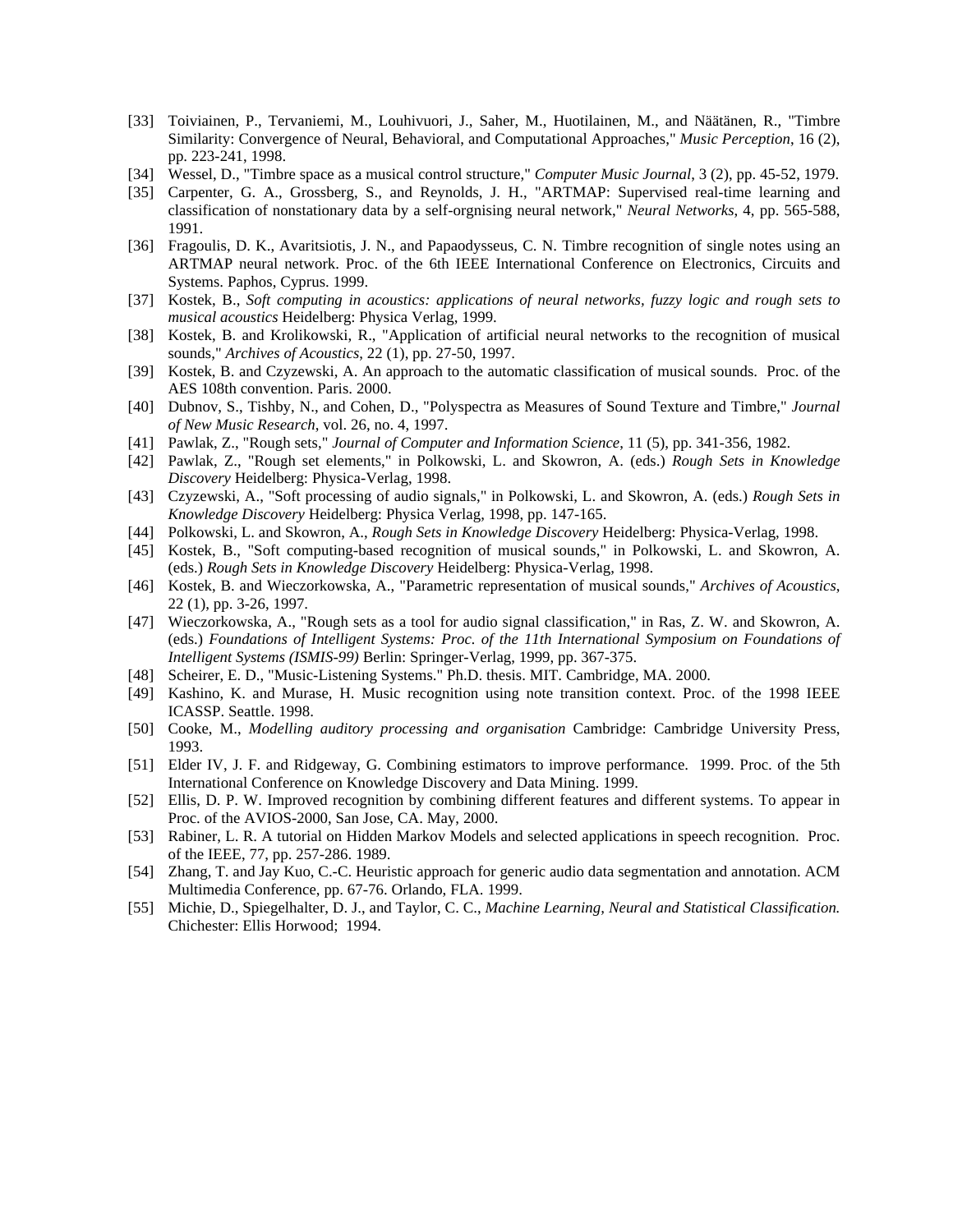[33] Toiviainen, P., Tervaniemi, M., Louhivuori, J., Saher, M., Huotilainen, M., and Näätänen, R., "Timbre Similarity: Convergence of Neural, Behavioral, and Computational Approaches," *Music Perception*, 16 (2), pp. 223-241, 1998.

[34] Wessel, D., "Timbre space as a musical control structure," *Computer Music Journal*, 3 (2), pp. 45-52, 1979.

[35] Carpenter, G. A., Grossberg, S., and Reynolds, J. H., "ARTMAP: Supervised real-time learning and classification of nonstationary data by a self-orgnising neural network," *Neural Networks*, 4, pp. 565-588, 1991.

[36] Fragoulis, D. K., Avaritsiotis, J. N., and Papaodysseus, C. N. Timbre recognition of single notes using an ARTMAP neural network. Proc. of the 6th IEEE International Conference on Electronics, Circuits and Systems. Paphos, Cyprus. 1999.

[37] Kostek, B., *Soft computing in acoustics: applications of neural networks, fuzzy logic and rough sets to musical acoustics* Heidelberg: Physica Verlag, 1999.

[38] Kostek, B. and Krolikowski, R., "Application of artificial neural networks to the recognition of musical sounds," *Archives of Acoustics*, 22 (1), pp. 27-50, 1997.

[39] Kostek, B. and Czyzewski, A. An approach to the automatic classification of musical sounds. Proc. of the AES 108th convention. Paris. 2000.

[40] Dubnov, S., Tishby, N., and Cohen, D., "Polyspectra as Measures of Sound Texture and Timbre," *Journal of New Music Research*, vol. 26, no. 4, 1997.

[41] Pawlak, Z., "Rough sets," *Journal of Computer and Information Science*, 11 (5), pp. 341-356, 1982.

[42] Pawlak, Z., "Rough set elements," in Polkowski, L. and Skowron, A. (eds.) *Rough Sets in Knowledge Discovery* Heidelberg: Physica-Verlag, 1998.

[43] Czyzewski, A., "Soft processing of audio signals," in Polkowski, L. and Skowron, A. (eds.) *Rough Sets in Knowledge Discovery* Heidelberg: Physica Verlag, 1998, pp. 147-165.

[44] Polkowski, L. and Skowron, A., *Rough Sets in Knowledge Discovery* Heidelberg: Physica-Verlag, 1998.

[45] Kostek, B., "Soft computing-based recognition of musical sounds," in Polkowski, L. and Skowron, A. (eds.) *Rough Sets in Knowledge Discovery* Heidelberg: Physica-Verlag, 1998.

[46] Kostek, B. and Wieczorkowska, A., "Parametric representation of musical sounds," *Archives of Acoustics*, 22 (1), pp. 3-26, 1997.

[47] Wieczorkowska, A., "Rough sets as a tool for audio signal classification," in Ras, Z. W. and Skowron, A. (eds.) *Foundations of Intelligent Systems: Proc. of the 11th International Symposium on Foundations of Intelligent Systems (ISMIS-99)* Berlin: Springer-Verlag, 1999, pp. 367-375.

[48] Scheirer, E. D., "Music-Listening Systems." Ph.D. thesis. MIT. Cambridge, MA. 2000.

[49] Kashino, K. and Murase, H. Music recognition using note transition context. Proc. of the 1998 IEEE ICASSP. Seattle. 1998.

[50] Cooke, M., *Modelling auditory processing and organisation* Cambridge: Cambridge University Press, 1993.

[51] Elder IV, J. F. and Ridgeway, G. Combining estimators to improve performance. 1999. Proc. of the 5th International Conference on Knowledge Discovery and Data Mining. 1999.

[52] Ellis, D. P. W. Improved recognition by combining different features and different systems. To appear in Proc. of the AVIOS-2000, San Jose, CA. May, 2000.

[53] Rabiner, L. R. A tutorial on Hidden Markov Models and selected applications in speech recognition. Proc. of the IEEE, 77, pp. 257-286. 1989.

[54] Zhang, T. and Jay Kuo, C.-C. Heuristic approach for generic audio data segmentation and annotation. ACM Multimedia Conference, pp. 67-76. Orlando, FLA. 1999.

[55] Michie, D., Spiegelhalter, D. J., and Taylor, C. C., *Machine Learning, Neural and Statistical Classification.* Chichester: Ellis Horwood; 1994.